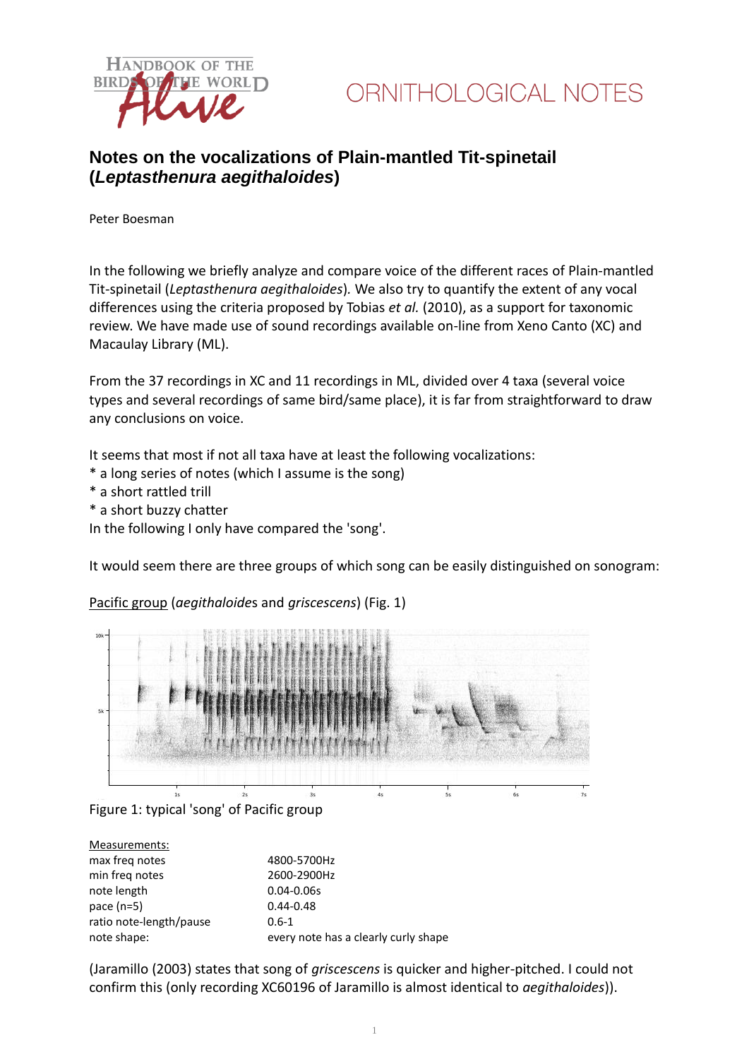# ORNITHOLOGICAL NOTES

## Notes on the vocalizations of Plain-mantled Tit-spinetail (*Leptasthenura aegithaloides*)

Peter Boesman

In the following we briefly analyze and compare voice of the different races of Plain-mantled Tit-spinetail (*Leptasthenura aegithaloides*). We also try to quantify the extent of any vocal differences using the criteria proposed by Tobias *et al.* (2010), as a support for taxonomic review. We have made use of sound recordings available on-line from Xeno Canto (XC) and Macaulay Library (ML).

From the 37 recordings in XC and 11 recordings in ML, divided over 4 taxa (several voice types and several recordings of same bird/same place), it is far from straightforward to draw any conclusions on voice.

It seems that most if not all taxa have at least the following vocalizations:
* a long series of notes (which I assume is the song)
* a short rattled trill
* a short buzzy chatter

In the following I only have compared the 'song'.

It would seem there are three groups of which song can be easily distinguished on sonogram:

<u>Pacific group</u> (*aegithaloides* and *griscescens*) (Fig. 1)

Figure 1: typical 'song' of Pacific group

<u>Measurements:</u>

| | |
|---|---|
| max freq notes | 4800-5700Hz |
| min freq notes | 2600-2900Hz |
| note length | 0.04-0.06s |
| pace (n=5) | 0.44-0.48 |
| ratio note-length/pause | 0.6-1 |
| note shape: | every note has a clearly curly shape |

(Jaramillo (2003) states that song of *griscescens* is quicker and higher-pitched. I could not confirm this (only recording XC60196 of Jaramillo is almost identical to *aegithaloides*)).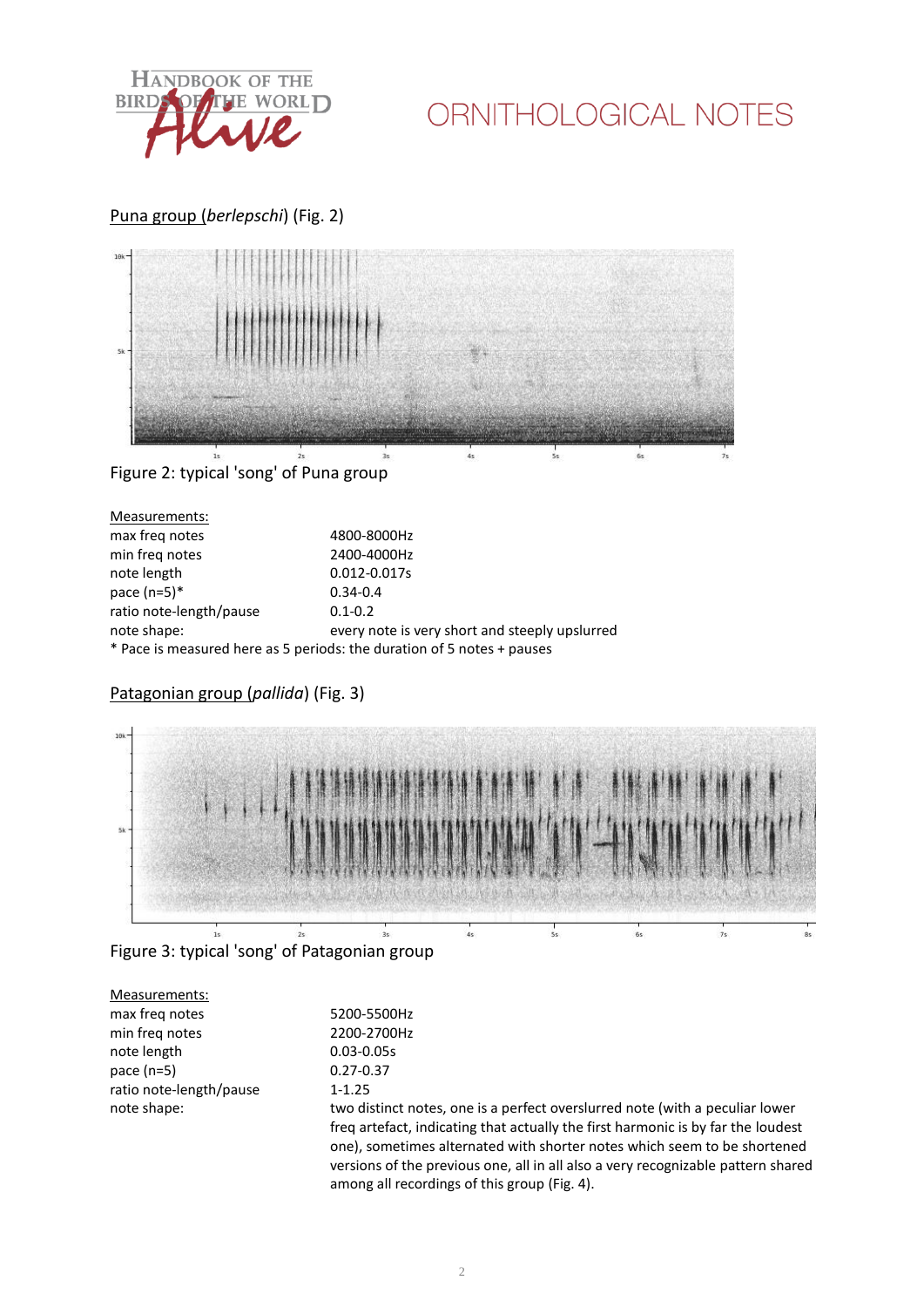## Puna group (*berlepschi*) (Fig. 2)

Figure 2: typical 'song' of Puna group

Measurements:

| | |
|---|---|
| max freq notes | 4800-8000Hz |
| min freq notes | 2400-4000Hz |
| note length | 0.012-0.017s |
| pace (n=5)* | 0.34-0.4 |
| ratio note-length/pause | 0.1-0.2 |
| note shape: | every note is very short and steeply upslurred |

* Pace is measured here as 5 periods: the duration of 5 notes + pauses

## Patagonian group (*pallida*) (Fig. 3)

Figure 3: typical 'song' of Patagonian group

Measurements:

| | |
|---|---|
| max freq notes | 5200-5500Hz |
| min freq notes | 2200-2700Hz |
| note length | 0.03-0.05s |
| pace (n=5) | 0.27-0.37 |
| ratio note-length/pause | 1-1.25 |
| note shape: | two distinct notes, one is a perfect overslurred note (with a peculiar lower freq artefact, indicating that actually the first harmonic is by far the loudest one), sometimes alternated with shorter notes which seem to be shortened versions of the previous one, all in all also a very recognizable pattern shared among all recordings of this group (Fig. 4). |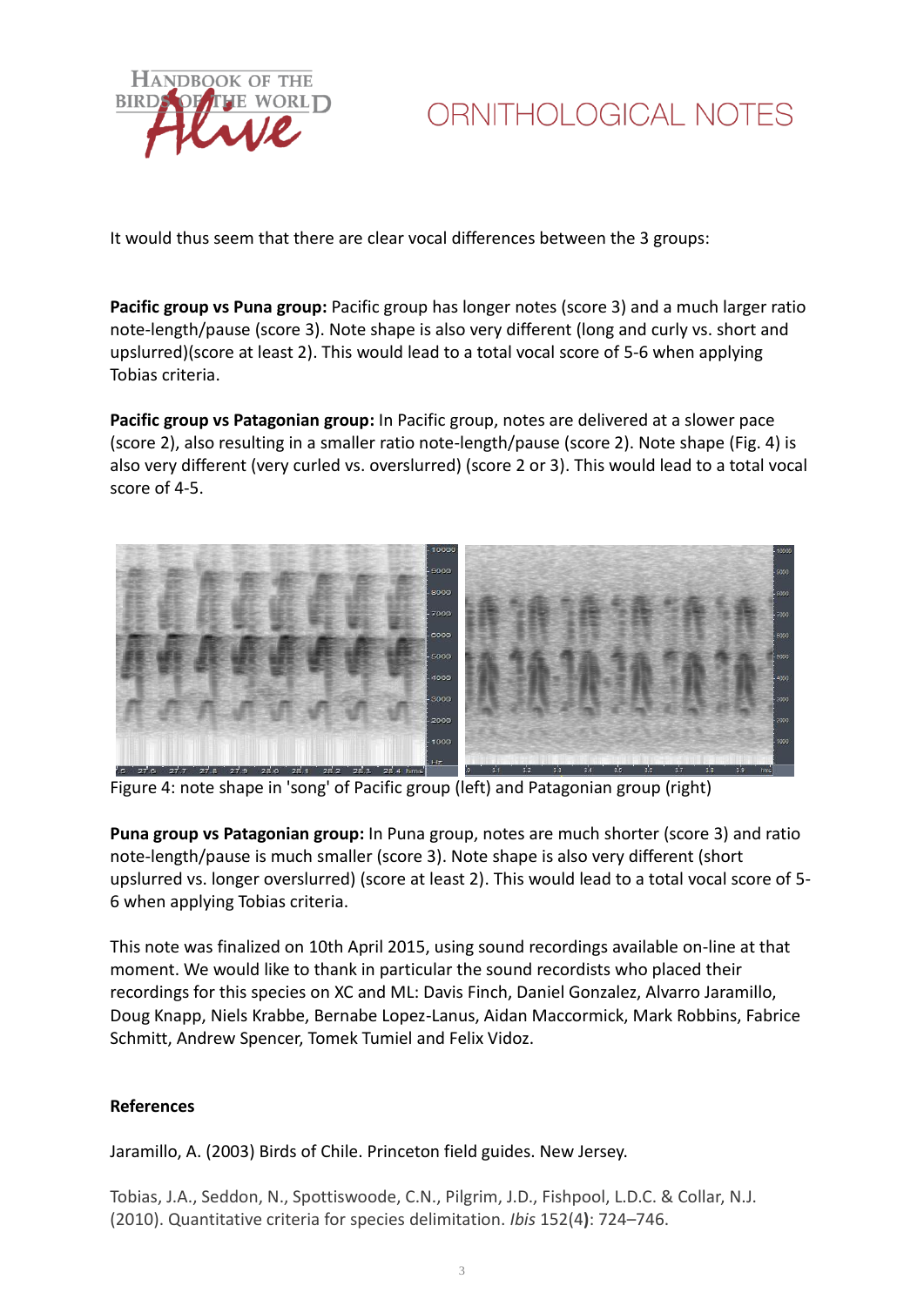It would thus seem that there are clear vocal differences between the 3 groups:

**Pacific group vs Puna group:** Pacific group has longer notes (score 3) and a much larger ratio note-length/pause (score 3). Note shape is also very different (long and curly vs. short and upslurred)(score at least 2). This would lead to a total vocal score of 5-6 when applying Tobias criteria.

**Pacific group vs Patagonian group:** In Pacific group, notes are delivered at a slower pace (score 2), also resulting in a smaller ratio note-length/pause (score 2). Note shape (Fig. 4) is also very different (very curled vs. overslurred) (score 2 or 3). This would lead to a total vocal score of 4-5.

Figure 4: note shape in 'song' of Pacific group (left) and Patagonian group (right)

**Puna group vs Patagonian group:** In Puna group, notes are much shorter (score 3) and ratio note-length/pause is much smaller (score 3). Note shape is also very different (short upslurred vs. longer overslurred) (score at least 2). This would lead to a total vocal score of 5-6 when applying Tobias criteria.

This note was finalized on 10th April 2015, using sound recordings available on-line at that moment. We would like to thank in particular the sound recordists who placed their recordings for this species on XC and ML: Davis Finch, Daniel Gonzalez, Alvarro Jaramillo, Doug Knapp, Niels Krabbe, Bernabe Lopez-Lanus, Aidan Maccormick, Mark Robbins, Fabrice Schmitt, Andrew Spencer, Tomek Tumiel and Felix Vidoz.

**References**

Jaramillo, A. (2003) Birds of Chile. Princeton field guides. New Jersey.

Tobias, J.A., Seddon, N., Spottiswoode, C.N., Pilgrim, J.D., Fishpool, L.D.C. & Collar, N.J. (2010). Quantitative criteria for species delimitation. *Ibis* 152(4**)**: 724–746.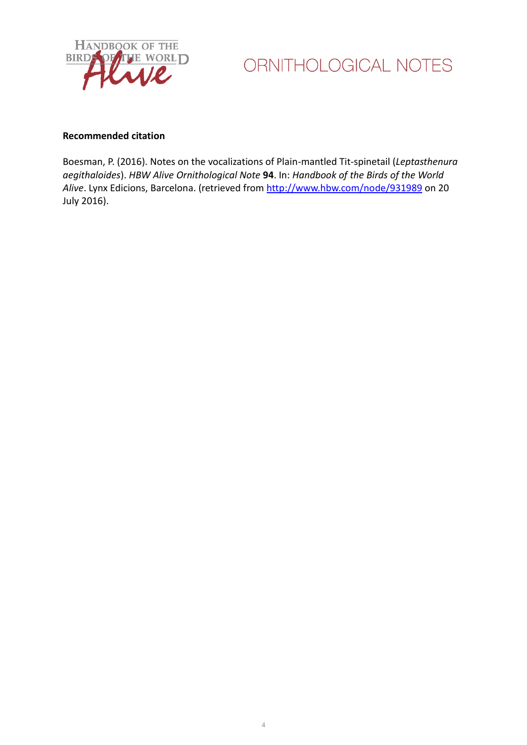**Recommended citation**

Boesman, P. (2016). Notes on the vocalizations of Plain-mantled Tit-spinetail (*Leptasthenura aegithaloides*). *HBW Alive Ornithological Note* **94**. In: *Handbook of the Birds of the World Alive*. Lynx Edicions, Barcelona. (retrieved from http://www.hbw.com/node/931989 on 20 July 2016).